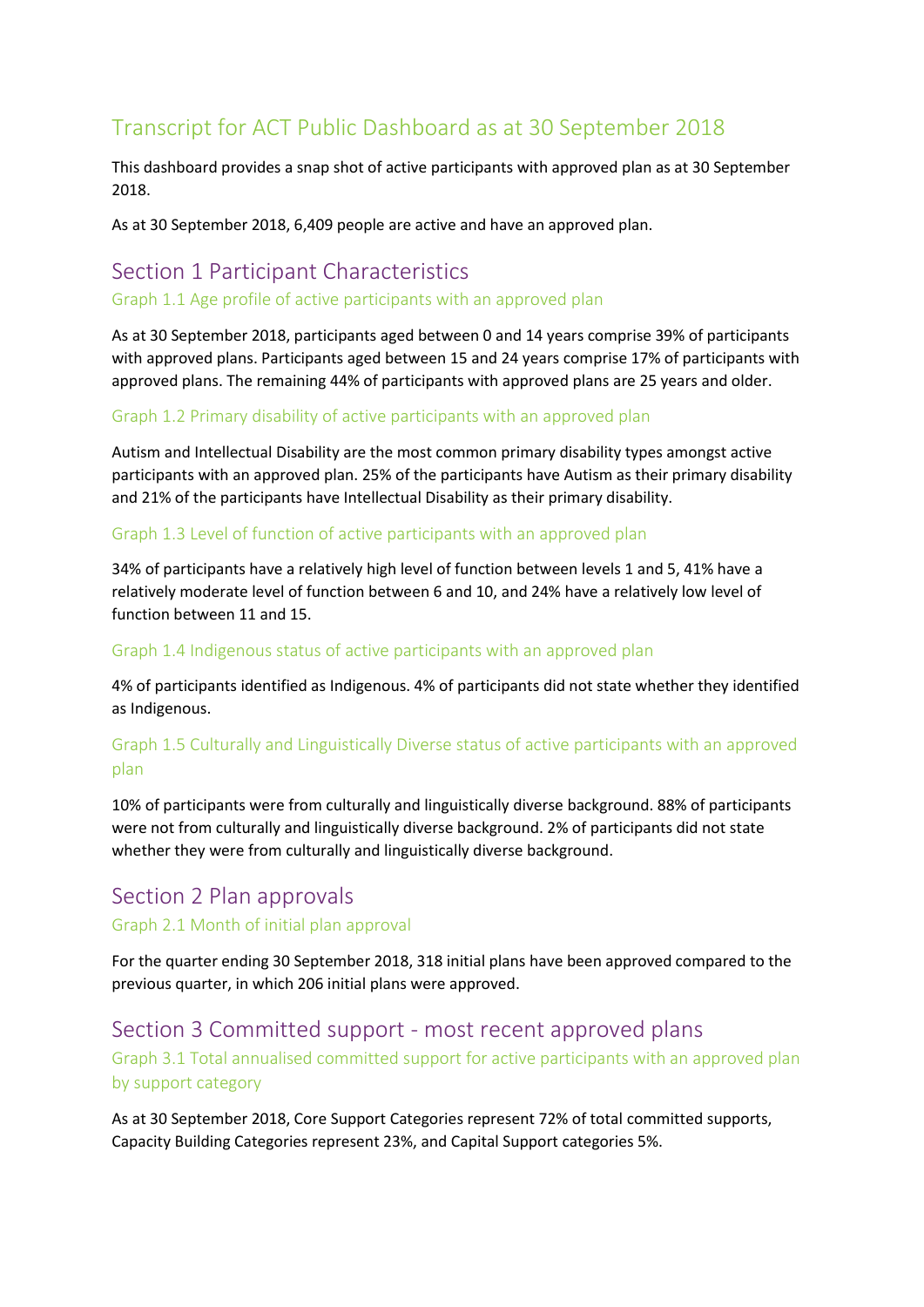# Transcript for ACT Public Dashboard as at 30 September 2018

This dashboard provides a snap shot of active participants with approved plan as at 30 September 2018.

As at 30 September 2018, 6,409 people are active and have an approved plan.

## Section 1 Participant Characteristics

### Graph 1.1 Age profile of active participants with an approved plan

As at 30 September 2018, participants aged between 0 and 14 years comprise 39% of participants with approved plans. Participants aged between 15 and 24 years comprise 17% of participants with approved plans. The remaining 44% of participants with approved plans are 25 years and older.

### Graph 1.2 Primary disability of active participants with an approved plan

Autism and Intellectual Disability are the most common primary disability types amongst active participants with an approved plan. 25% of the participants have Autism as their primary disability and 21% of the participants have Intellectual Disability as their primary disability.

### Graph 1.3 Level of function of active participants with an approved plan

34% of participants have a relatively high level of function between levels 1 and 5, 41% have a relatively moderate level of function between 6 and 10, and 24% have a relatively low level of function between 11 and 15.

### Graph 1.4 Indigenous status of active participants with an approved plan

4% of participants identified as Indigenous. 4% of participants did not state whether they identified as Indigenous.

### Graph 1.5 Culturally and Linguistically Diverse status of active participants with an approved plan

10% of participants were from culturally and linguistically diverse background. 88% of participants were not from culturally and linguistically diverse background. 2% of participants did not state whether they were from culturally and linguistically diverse background.

## Section 2 Plan approvals

### Graph 2.1 Month of initial plan approval

For the quarter ending 30 September 2018, 318 initial plans have been approved compared to the previous quarter, in which 206 initial plans were approved.

## Section 3 Committed support - most recent approved plans

### Graph 3.1 Total annualised committed support for active participants with an approved plan by support category

As at 30 September 2018, Core Support Categories represent 72% of total committed supports, Capacity Building Categories represent 23%, and Capital Support categories 5%.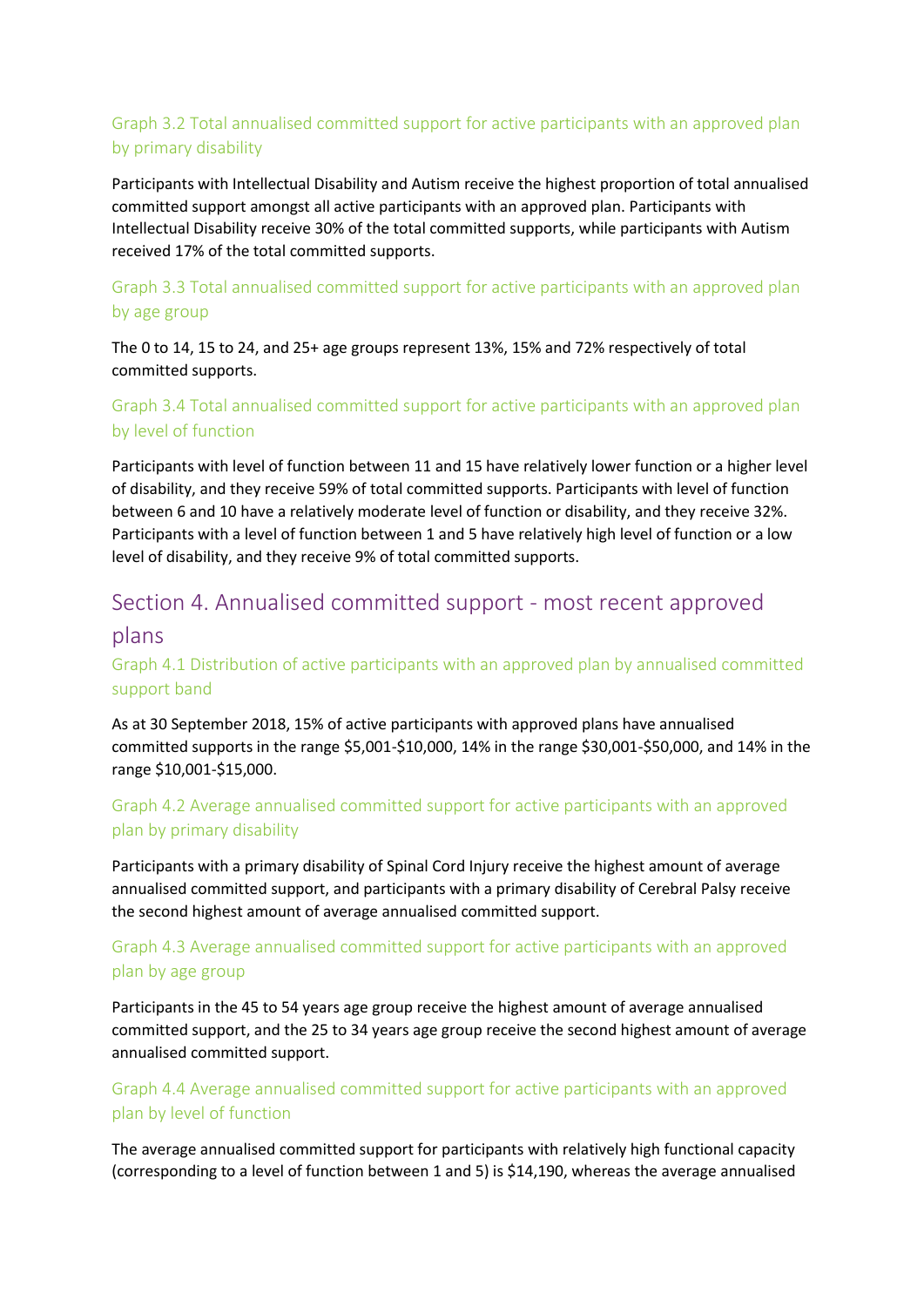### Graph 3.2 Total annualised committed support for active participants with an approved plan by primary disability

Participants with Intellectual Disability and Autism receive the highest proportion of total annualised committed support amongst all active participants with an approved plan. Participants with Intellectual Disability receive 30% of the total committed supports, while participants with Autism received 17% of the total committed supports.

### Graph 3.3 Total annualised committed support for active participants with an approved plan by age group

The 0 to 14, 15 to 24, and 25+ age groups represent 13%, 15% and 72% respectively of total committed supports.

### Graph 3.4 Total annualised committed support for active participants with an approved plan by level of function

Participants with level of function between 11 and 15 have relatively lower function or a higher level of disability, and they receive 59% of total committed supports. Participants with level of function between 6 and 10 have a relatively moderate level of function or disability, and they receive 32%. Participants with a level of function between 1 and 5 have relatively high level of function or a low level of disability, and they receive 9% of total committed supports.

## Section 4. Annualised committed support - most recent approved plans

### Graph 4.1 Distribution of active participants with an approved plan by annualised committed support band

As at 30 September 2018, 15% of active participants with approved plans have annualised committed supports in the range $5,001-$10,000, 14% in the range $30,001-$50,000, and 14% in the range $10,001-$15,000.

### Graph 4.2 Average annualised committed support for active participants with an approved plan by primary disability

Participants with a primary disability of Spinal Cord Injury receive the highest amount of average annualised committed support, and participants with a primary disability of Cerebral Palsy receive the second highest amount of average annualised committed support.

### Graph 4.3 Average annualised committed support for active participants with an approved plan by age group

Participants in the 45 to 54 years age group receive the highest amount of average annualised committed support, and the 25 to 34 years age group receive the second highest amount of average annualised committed support.

### Graph 4.4 Average annualised committed support for active participants with an approved plan by level of function

The average annualised committed support for participants with relatively high functional capacity (corresponding to a level of function between 1 and 5) is $14,190, whereas the average annualised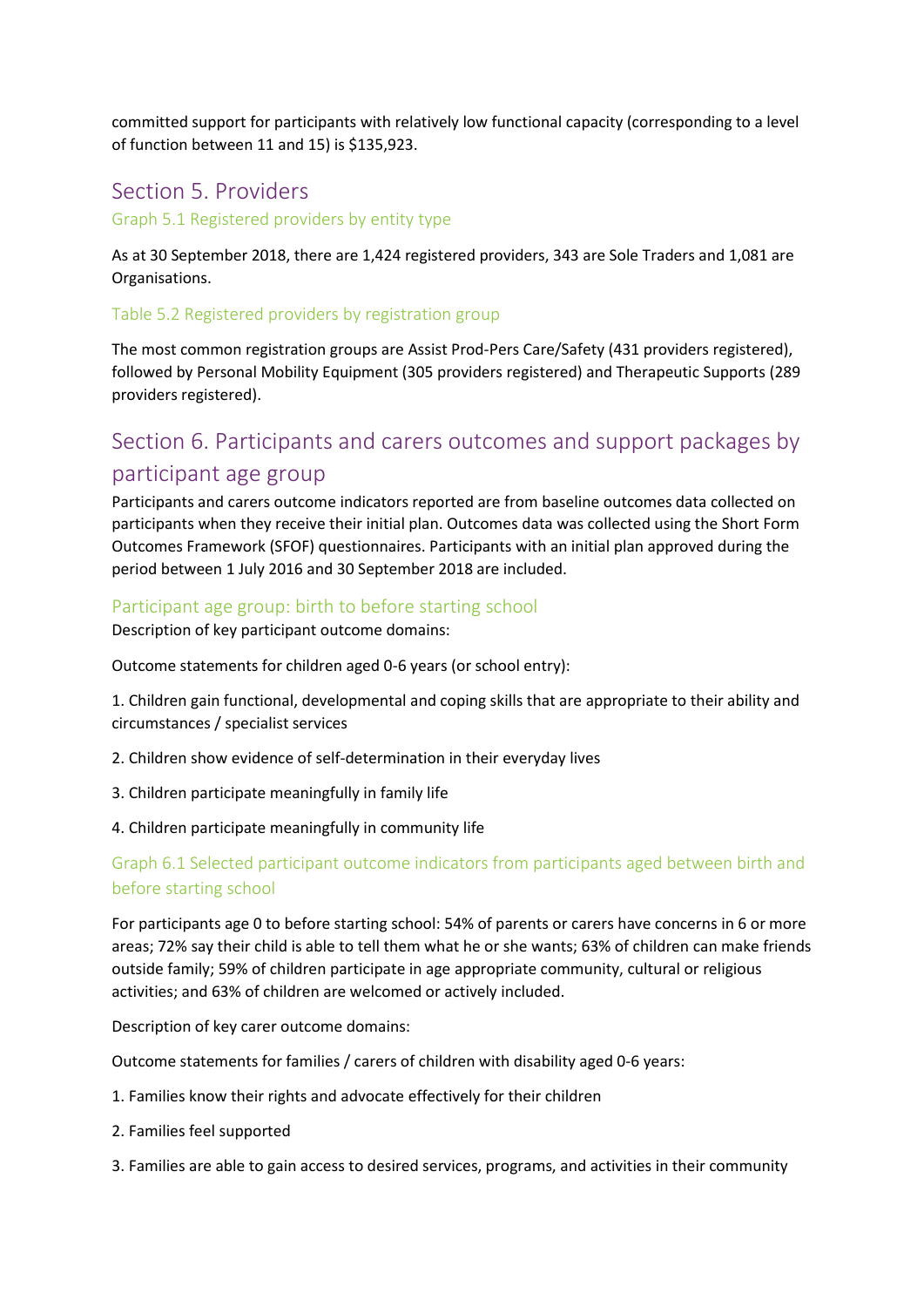committed support for participants with relatively low functional capacity (corresponding to a level of function between 11 and 15) is $135,923.

## Section 5. Providers

### Graph 5.1 Registered providers by entity type

As at 30 September 2018, there are 1,424 registered providers, 343 are Sole Traders and 1,081 are Organisations.

### Table 5.2 Registered providers by registration group

The most common registration groups are Assist Prod-Pers Care/Safety (431 providers registered), followed by Personal Mobility Equipment (305 providers registered) and Therapeutic Supports (289 providers registered).

## Section 6. Participants and carers outcomes and support packages by participant age group

Participants and carers outcome indicators reported are from baseline outcomes data collected on participants when they receive their initial plan. Outcomes data was collected using the Short Form Outcomes Framework (SFOF) questionnaires. Participants with an initial plan approved during the period between 1 July 2016 and 30 September 2018 are included.

### Participant age group: birth to before starting school

Description of key participant outcome domains:

Outcome statements for children aged 0-6 years (or school entry):

1. Children gain functional, developmental and coping skills that are appropriate to their ability and circumstances / specialist services
2. Children show evidence of self-determination in their everyday lives
3. Children participate meaningfully in family life
4. Children participate meaningfully in community life

### Graph 6.1 Selected participant outcome indicators from participants aged between birth and before starting school

For participants age 0 to before starting school: 54% of parents or carers have concerns in 6 or more areas; 72% say their child is able to tell them what he or she wants; 63% of children can make friends outside family; 59% of children participate in age appropriate community, cultural or religious activities; and 63% of children are welcomed or actively included.

Description of key carer outcome domains:

Outcome statements for families / carers of children with disability aged 0-6 years:

1. Families know their rights and advocate effectively for their children
2. Families feel supported
3. Families are able to gain access to desired services, programs, and activities in their community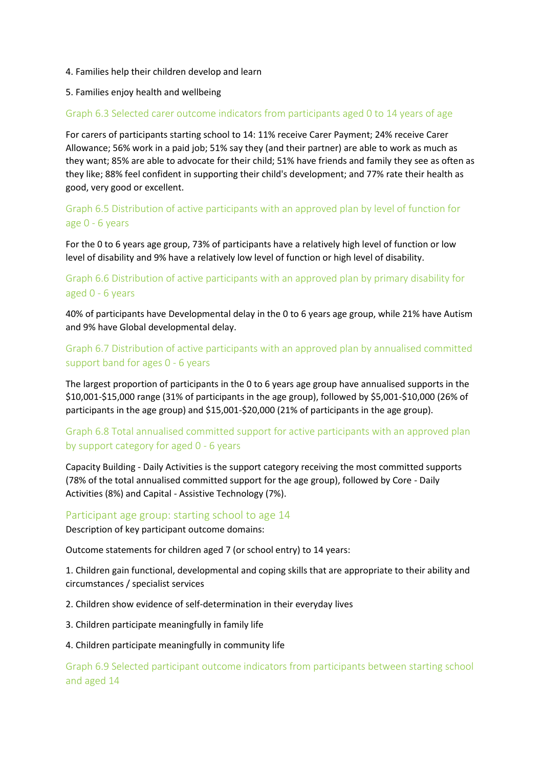4. Families help their children develop and learn

5. Families enjoy health and wellbeing

### Graph 6.3 Selected carer outcome indicators from participants aged 0 to 14 years of age

For carers of participants starting school to 14: 11% receive Carer Payment; 24% receive Carer Allowance; 56% work in a paid job; 51% say they (and their partner) are able to work as much as they want; 85% are able to advocate for their child; 51% have friends and family they see as often as they like; 88% feel confident in supporting their child's development; and 77% rate their health as good, very good or excellent.

### Graph 6.5 Distribution of active participants with an approved plan by level of function for age 0 - 6 years

For the 0 to 6 years age group, 73% of participants have a relatively high level of function or low level of disability and 9% have a relatively low level of function or high level of disability.

### Graph 6.6 Distribution of active participants with an approved plan by primary disability for aged 0 - 6 years

40% of participants have Developmental delay in the 0 to 6 years age group, while 21% have Autism and 9% have Global developmental delay.

### Graph 6.7 Distribution of active participants with an approved plan by annualised committed support band for ages 0 - 6 years

The largest proportion of participants in the 0 to 6 years age group have annualised supports in the $10,001-$15,000 range (31% of participants in the age group), followed by $5,001-$10,000 (26% of participants in the age group) and $15,001-$20,000 (21% of participants in the age group).

### Graph 6.8 Total annualised committed support for active participants with an approved plan by support category for aged 0 - 6 years

Capacity Building - Daily Activities is the support category receiving the most committed supports (78% of the total annualised committed support for the age group), followed by Core - Daily Activities (8%) and Capital - Assistive Technology (7%).

## Participant age group: starting school to age 14

Description of key participant outcome domains:

Outcome statements for children aged 7 (or school entry) to 14 years:

1. Children gain functional, developmental and coping skills that are appropriate to their ability and circumstances / specialist services

2. Children show evidence of self-determination in their everyday lives

3. Children participate meaningfully in family life

4. Children participate meaningfully in community life

### Graph 6.9 Selected participant outcome indicators from participants between starting school and aged 14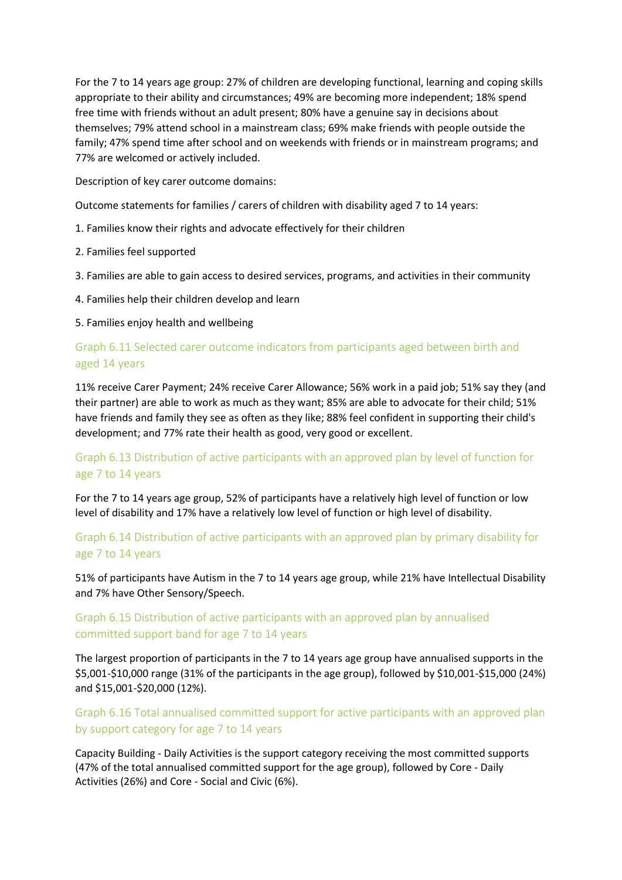For the 7 to 14 years age group: 27% of children are developing functional, learning and coping skills appropriate to their ability and circumstances; 49% are becoming more independent; 18% spend free time with friends without an adult present; 80% have a genuine say in decisions about themselves; 79% attend school in a mainstream class; 69% make friends with people outside the family; 47% spend time after school and on weekends with friends or in mainstream programs; and 77% are welcomed or actively included.

Description of key carer outcome domains:

Outcome statements for families / carers of children with disability aged 7 to 14 years:

1. Families know their rights and advocate effectively for their children
2. Families feel supported
3. Families are able to gain access to desired services, programs, and activities in their community
4. Families help their children develop and learn
5. Families enjoy health and wellbeing

### Graph 6.11 Selected carer outcome indicators from participants aged between birth and aged 14 years

11% receive Carer Payment; 24% receive Carer Allowance; 56% work in a paid job; 51% say they (and their partner) are able to work as much as they want; 85% are able to advocate for their child; 51% have friends and family they see as often as they like; 88% feel confident in supporting their child's development; and 77% rate their health as good, very good or excellent.

### Graph 6.13 Distribution of active participants with an approved plan by level of function for age 7 to 14 years

For the 7 to 14 years age group, 52% of participants have a relatively high level of function or low level of disability and 17% have a relatively low level of function or high level of disability.

### Graph 6.14 Distribution of active participants with an approved plan by primary disability for age 7 to 14 years

51% of participants have Autism in the 7 to 14 years age group, while 21% have Intellectual Disability and 7% have Other Sensory/Speech.

### Graph 6.15 Distribution of active participants with an approved plan by annualised committed support band for age 7 to 14 years

The largest proportion of participants in the 7 to 14 years age group have annualised supports in the $5,001-$10,000 range (31% of the participants in the age group), followed by $10,001-$15,000 (24%) and $15,001-$20,000 (12%).

### Graph 6.16 Total annualised committed support for active participants with an approved plan by support category for age 7 to 14 years

Capacity Building - Daily Activities is the support category receiving the most committed supports (47% of the total annualised committed support for the age group), followed by Core - Daily Activities (26%) and Core - Social and Civic (6%).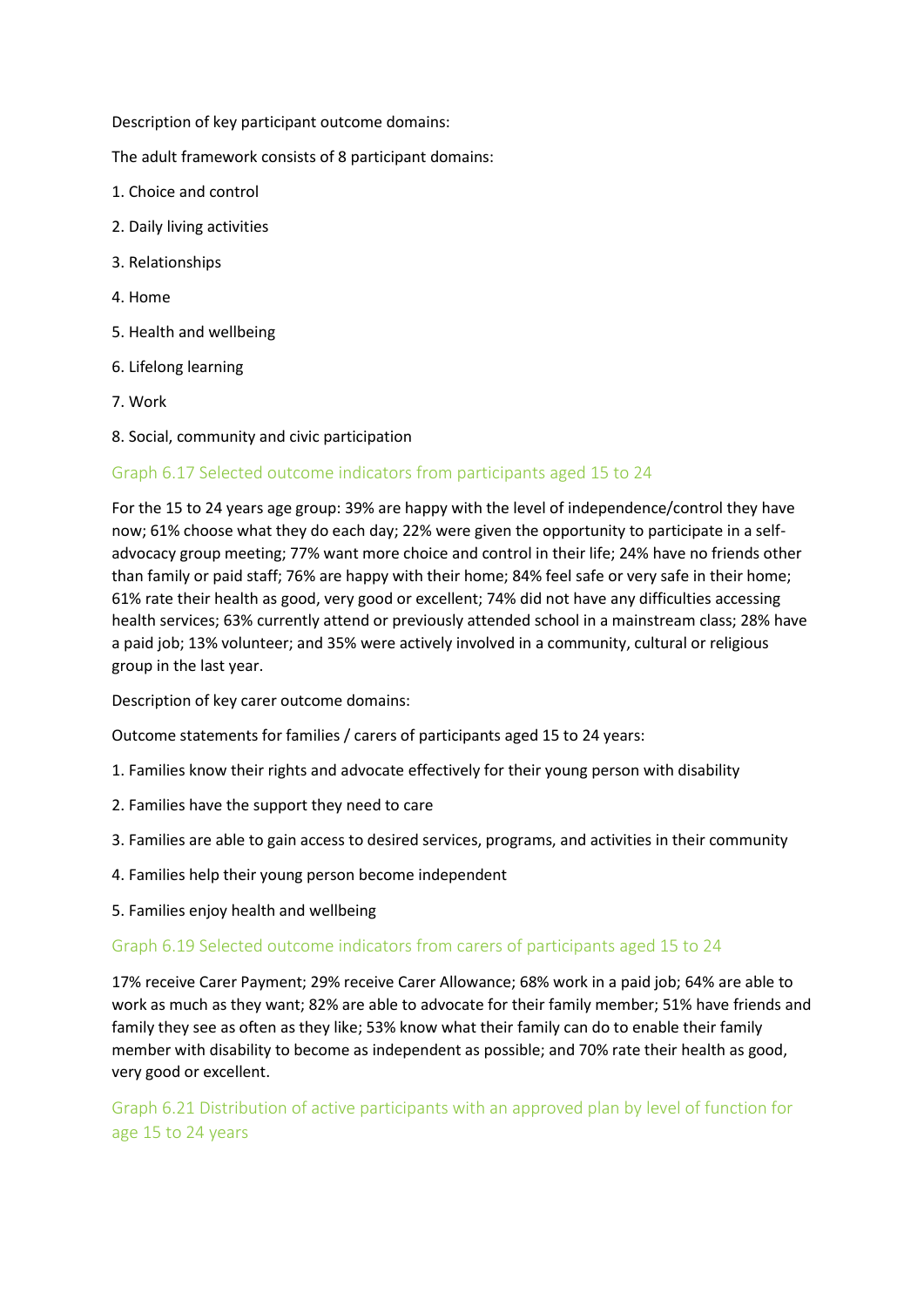Description of key participant outcome domains:

The adult framework consists of 8 participant domains:

1. Choice and control
2. Daily living activities
3. Relationships
4. Home
5. Health and wellbeing
6. Lifelong learning
7. Work
8. Social, community and civic participation

### Graph 6.17 Selected outcome indicators from participants aged 15 to 24

For the 15 to 24 years age group: 39% are happy with the level of independence/control they have now; 61% choose what they do each day; 22% were given the opportunity to participate in a self-advocacy group meeting; 77% want more choice and control in their life; 24% have no friends other than family or paid staff; 76% are happy with their home; 84% feel safe or very safe in their home; 61% rate their health as good, very good or excellent; 74% did not have any difficulties accessing health services; 63% currently attend or previously attended school in a mainstream class; 28% have a paid job; 13% volunteer; and 35% were actively involved in a community, cultural or religious group in the last year.

Description of key carer outcome domains:

Outcome statements for families / carers of participants aged 15 to 24 years:

1. Families know their rights and advocate effectively for their young person with disability
2. Families have the support they need to care
3. Families are able to gain access to desired services, programs, and activities in their community
4. Families help their young person become independent
5. Families enjoy health and wellbeing

### Graph 6.19 Selected outcome indicators from carers of participants aged 15 to 24

17% receive Carer Payment; 29% receive Carer Allowance; 68% work in a paid job; 64% are able to work as much as they want; 82% are able to advocate for their family member; 51% have friends and family they see as often as they like; 53% know what their family can do to enable their family member with disability to become as independent as possible; and 70% rate their health as good, very good or excellent.

### Graph 6.21 Distribution of active participants with an approved plan by level of function for age 15 to 24 years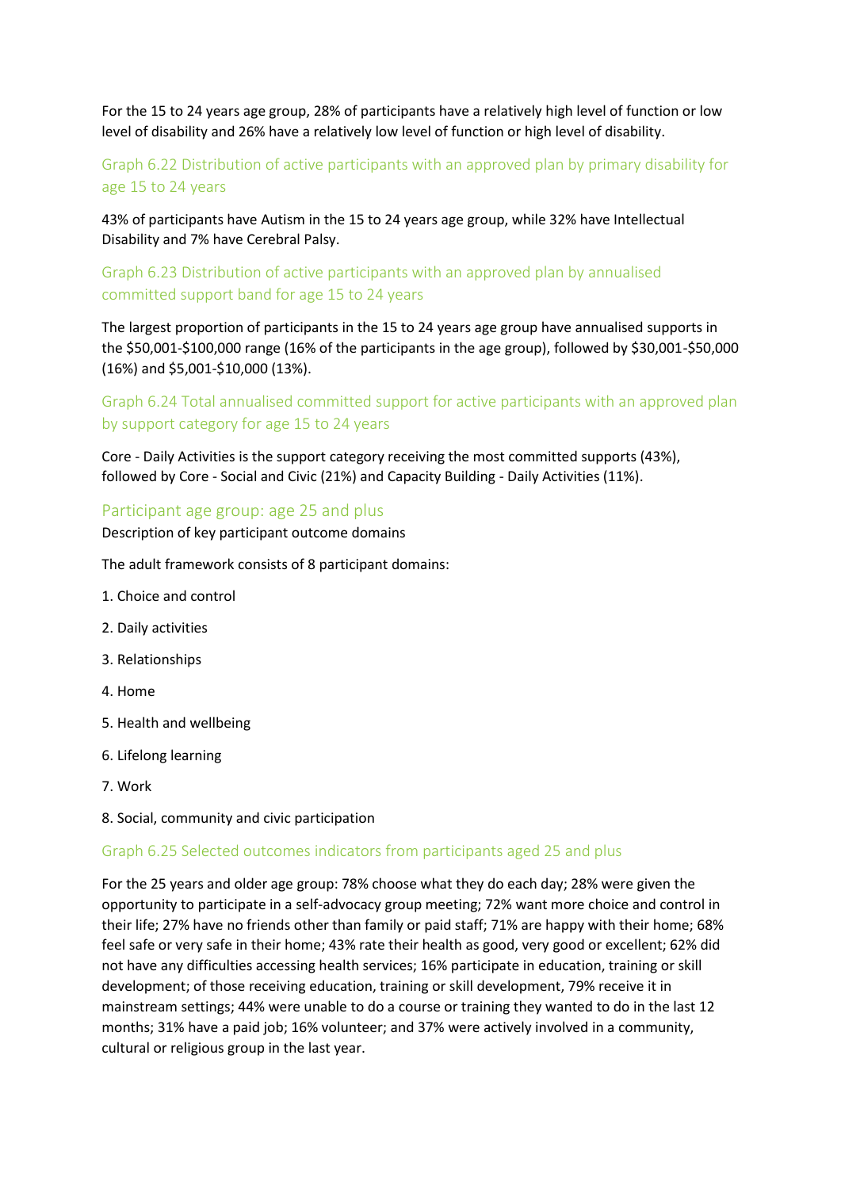For the 15 to 24 years age group, 28% of participants have a relatively high level of function or low level of disability and 26% have a relatively low level of function or high level of disability.

### Graph 6.22 Distribution of active participants with an approved plan by primary disability for age 15 to 24 years

43% of participants have Autism in the 15 to 24 years age group, while 32% have Intellectual Disability and 7% have Cerebral Palsy.

### Graph 6.23 Distribution of active participants with an approved plan by annualised committed support band for age 15 to 24 years

The largest proportion of participants in the 15 to 24 years age group have annualised supports in the $50,001-$100,000 range (16% of the participants in the age group), followed by $30,001-$50,000 (16%) and $5,001-$10,000 (13%).

### Graph 6.24 Total annualised committed support for active participants with an approved plan by support category for age 15 to 24 years

Core - Daily Activities is the support category receiving the most committed supports (43%), followed by Core - Social and Civic (21%) and Capacity Building - Daily Activities (11%).

## Participant age group: age 25 and plus

Description of key participant outcome domains

The adult framework consists of 8 participant domains:

1. Choice and control
2. Daily activities
3. Relationships
4. Home
5. Health and wellbeing
6. Lifelong learning
7. Work
8. Social, community and civic participation

### Graph 6.25 Selected outcomes indicators from participants aged 25 and plus

For the 25 years and older age group: 78% choose what they do each day; 28% were given the opportunity to participate in a self-advocacy group meeting; 72% want more choice and control in their life; 27% have no friends other than family or paid staff; 71% are happy with their home; 68% feel safe or very safe in their home; 43% rate their health as good, very good or excellent; 62% did not have any difficulties accessing health services; 16% participate in education, training or skill development; of those receiving education, training or skill development, 79% receive it in mainstream settings; 44% were unable to do a course or training they wanted to do in the last 12 months; 31% have a paid job; 16% volunteer; and 37% were actively involved in a community, cultural or religious group in the last year.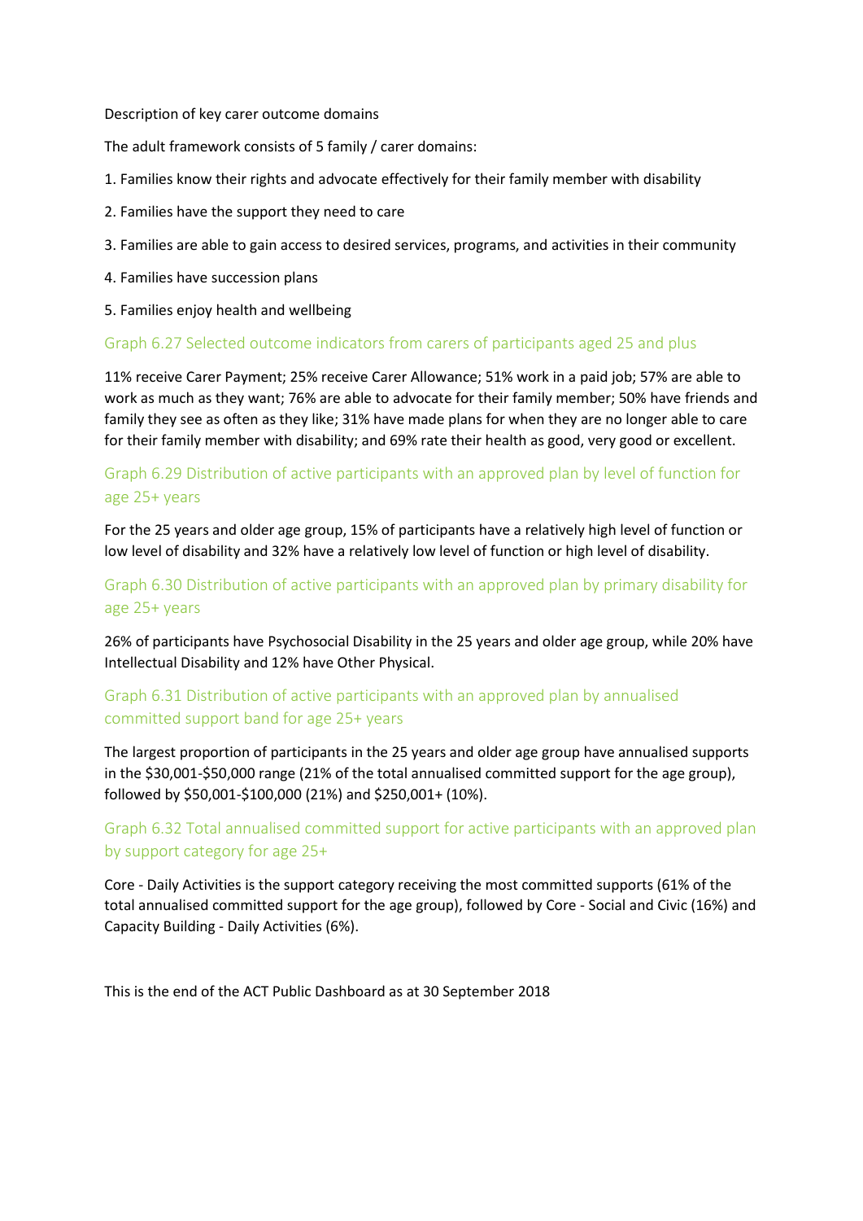Description of key carer outcome domains

The adult framework consists of 5 family / carer domains:

1. Families know their rights and advocate effectively for their family member with disability
2. Families have the support they need to care
3. Families are able to gain access to desired services, programs, and activities in their community
4. Families have succession plans
5. Families enjoy health and wellbeing

### Graph 6.27 Selected outcome indicators from carers of participants aged 25 and plus

11% receive Carer Payment; 25% receive Carer Allowance; 51% work in a paid job; 57% are able to work as much as they want; 76% are able to advocate for their family member; 50% have friends and family they see as often as they like; 31% have made plans for when they are no longer able to care for their family member with disability; and 69% rate their health as good, very good or excellent.

### Graph 6.29 Distribution of active participants with an approved plan by level of function for age 25+ years

For the 25 years and older age group, 15% of participants have a relatively high level of function or low level of disability and 32% have a relatively low level of function or high level of disability.

### Graph 6.30 Distribution of active participants with an approved plan by primary disability for age 25+ years

26% of participants have Psychosocial Disability in the 25 years and older age group, while 20% have Intellectual Disability and 12% have Other Physical.

### Graph 6.31 Distribution of active participants with an approved plan by annualised committed support band for age 25+ years

The largest proportion of participants in the 25 years and older age group have annualised supports in the $30,001-$50,000 range (21% of the total annualised committed support for the age group), followed by $50,001-$100,000 (21%) and $250,001+ (10%).

### Graph 6.32 Total annualised committed support for active participants with an approved plan by support category for age 25+

Core - Daily Activities is the support category receiving the most committed supports (61% of the total annualised committed support for the age group), followed by Core - Social and Civic (16%) and Capacity Building - Daily Activities (6%).

This is the end of the ACT Public Dashboard as at 30 September 2018